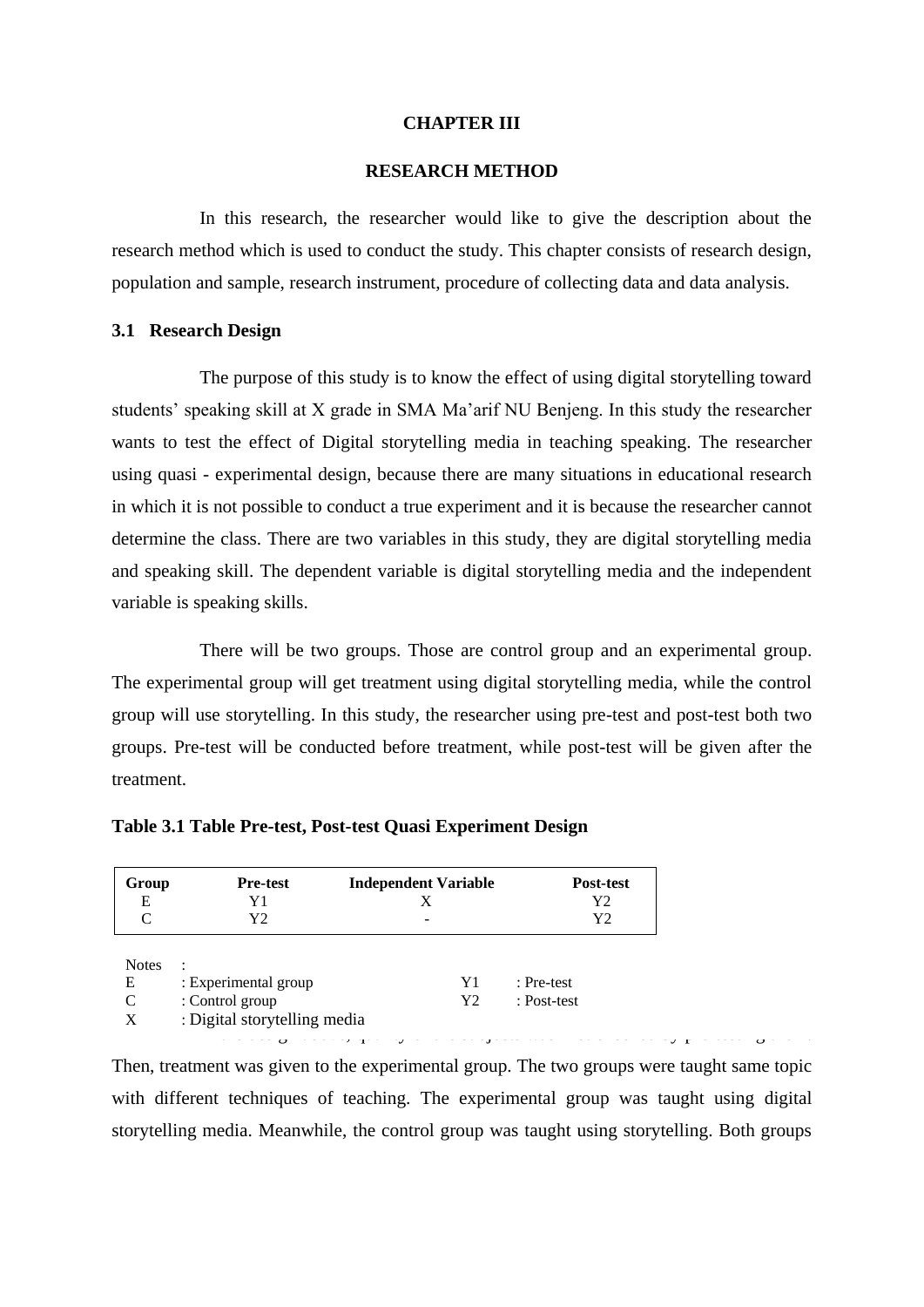# CHAPTER III

# RESEARCH METHOD

In this research, the researcher would like to give the description about the research method which is used to conduct the study. This chapter consists of research design, population and sample, research instrument, procedure of collecting data and data analysis.

## 3.1 Research Design

The purpose of this study is to know the effect of using digital storytelling toward students' speaking skill at X grade in SMA Ma'arif NU Benjeng. In this study the researcher wants to test the effect of Digital storytelling media in teaching speaking. The researcher using quasi - experimental design, because there are many situations in educational research in which it is not possible to conduct a true experiment and it is because the researcher cannot determine the class. There are two variables in this study, they are digital storytelling media and speaking skill. The dependent variable is digital storytelling media and the independent variable is speaking skills.

There will be two groups. Those are control group and an experimental group. The experimental group will get treatment using digital storytelling media, while the control group will use storytelling. In this study, the researcher using pre-test and post-test both two groups. Pre-test will be conducted before treatment, while post-test will be given after the treatment.

**Table 3.1 Table Pre-test, Post-test Quasi Experiment Design**

| Group | Pre-test | Independent Variable | Post-test |
|---|---|---|---|
| E | Y1 | X | Y2 |
| C | Y2 | - | Y2 |

Notes :

E : Experimental group

C : Control group

X : Digital storytelling media

Y1 : Pre-test

Y2 : Post-test

Then, treatment was given to the experimental group. The two groups were taught same topic with different techniques of teaching. The experimental group was taught using digital storytelling media. Meanwhile, the control group was taught using storytelling. Both groups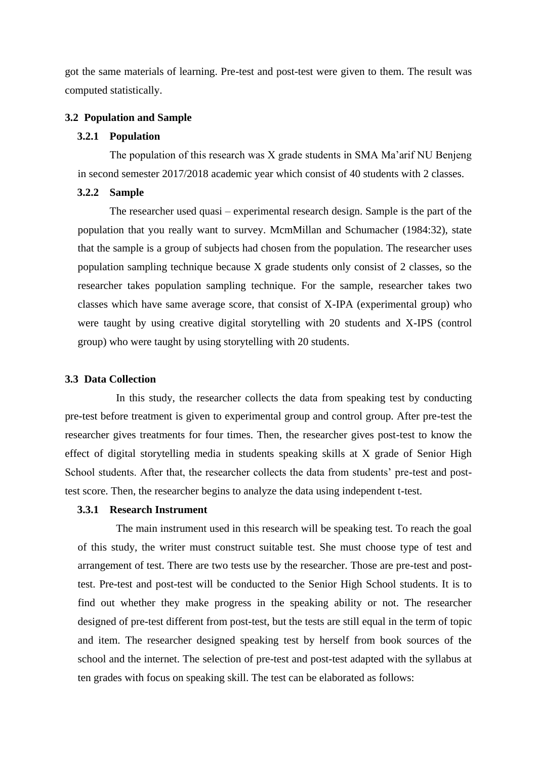got the same materials of learning. Pre-test and post-test were given to them. The result was computed statistically.

## 3.2 Population and Sample

### 3.2.1 Population

The population of this research was X grade students in SMA Ma'arif NU Benjeng in second semester 2017/2018 academic year which consist of 40 students with 2 classes.

### 3.2.2 Sample

The researcher used quasi – experimental research design. Sample is the part of the population that you really want to survey. McmMillan and Schumacher (1984:32), state that the sample is a group of subjects had chosen from the population. The researcher uses population sampling technique because X grade students only consist of 2 classes, so the researcher takes population sampling technique. For the sample, researcher takes two classes which have same average score, that consist of X-IPA (experimental group) who were taught by using creative digital storytelling with 20 students and X-IPS (control group) who were taught by using storytelling with 20 students.

## 3.3 Data Collection

In this study, the researcher collects the data from speaking test by conducting pre-test before treatment is given to experimental group and control group. After pre-test the researcher gives treatments for four times. Then, the researcher gives post-test to know the effect of digital storytelling media in students speaking skills at X grade of Senior High School students. After that, the researcher collects the data from students' pre-test and post-test score. Then, the researcher begins to analyze the data using independent t-test.

### 3.3.1 Research Instrument

The main instrument used in this research will be speaking test. To reach the goal of this study, the writer must construct suitable test. She must choose type of test and arrangement of test. There are two tests use by the researcher. Those are pre-test and post-test. Pre-test and post-test will be conducted to the Senior High School students. It is to find out whether they make progress in the speaking ability or not. The researcher designed of pre-test different from post-test, but the tests are still equal in the term of topic and item. The researcher designed speaking test by herself from book sources of the school and the internet. The selection of pre-test and post-test adapted with the syllabus at ten grades with focus on speaking skill. The test can be elaborated as follows: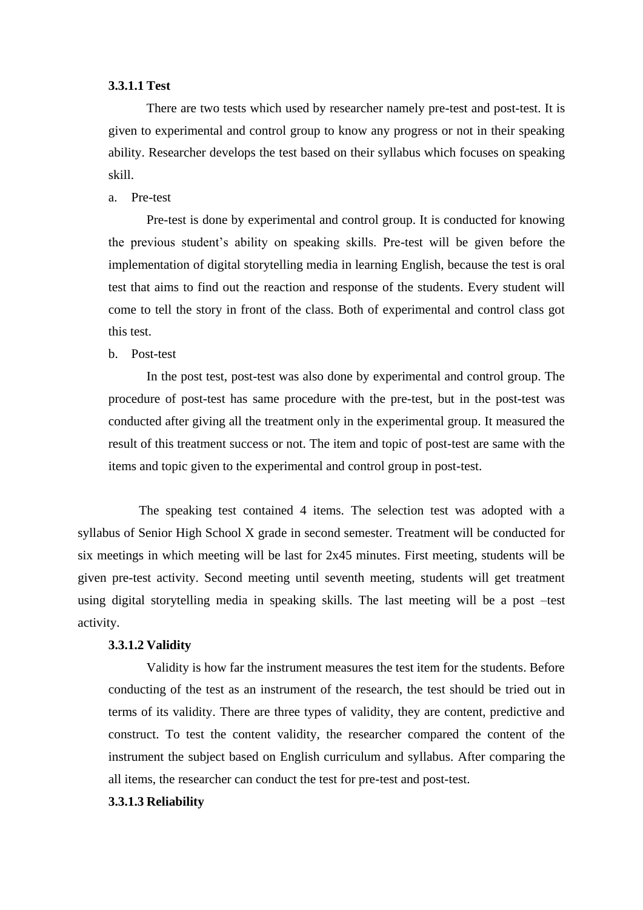**3.3.1.1 Test**

There are two tests which used by researcher namely pre-test and post-test. It is given to experimental and control group to know any progress or not in their speaking ability. Researcher develops the test based on their syllabus which focuses on speaking skill.

a. Pre-test

Pre-test is done by experimental and control group. It is conducted for knowing the previous student's ability on speaking skills. Pre-test will be given before the implementation of digital storytelling media in learning English, because the test is oral test that aims to find out the reaction and response of the students. Every student will come to tell the story in front of the class. Both of experimental and control class got this test.

b. Post-test

In the post test, post-test was also done by experimental and control group. The procedure of post-test has same procedure with the pre-test, but in the post-test was conducted after giving all the treatment only in the experimental group. It measured the result of this treatment success or not. The item and topic of post-test are same with the items and topic given to the experimental and control group in post-test.

The speaking test contained 4 items. The selection test was adopted with a syllabus of Senior High School X grade in second semester. Treatment will be conducted for six meetings in which meeting will be last for 2x45 minutes. First meeting, students will be given pre-test activity. Second meeting until seventh meeting, students will get treatment using digital storytelling media in speaking skills. The last meeting will be a post –test activity.

**3.3.1.2 Validity**

Validity is how far the instrument measures the test item for the students. Before conducting of the test as an instrument of the research, the test should be tried out in terms of its validity. There are three types of validity, they are content, predictive and construct. To test the content validity, the researcher compared the content of the instrument the subject based on English curriculum and syllabus. After comparing the all items, the researcher can conduct the test for pre-test and post-test.

**3.3.1.3 Reliability**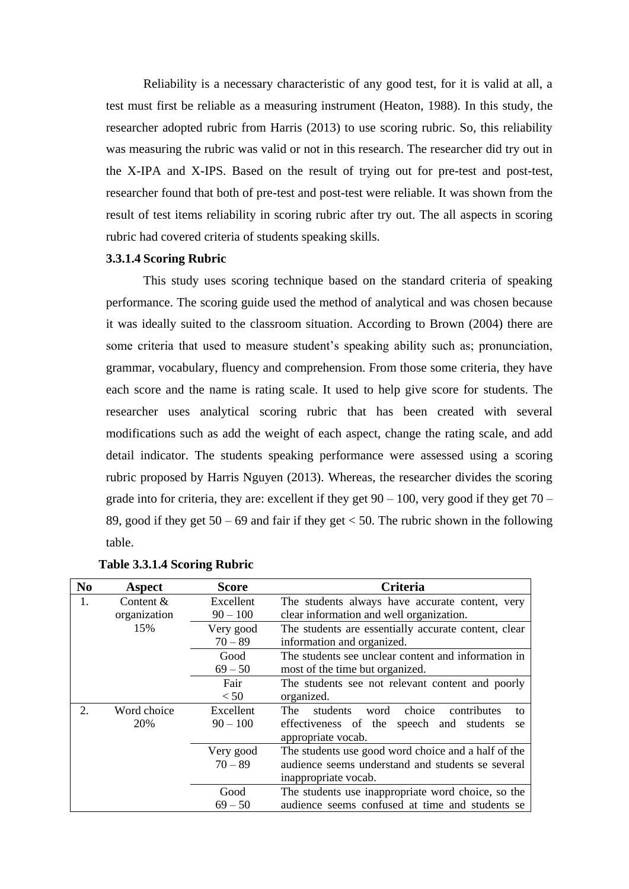Reliability is a necessary characteristic of any good test, for it is valid at all, a test must first be reliable as a measuring instrument (Heaton, 1988). In this study, the researcher adopted rubric from Harris (2013) to use scoring rubric. So, this reliability was measuring the rubric was valid or not in this research. The researcher did try out in the X-IPA and X-IPS. Based on the result of trying out for pre-test and post-test, researcher found that both of pre-test and post-test were reliable. It was shown from the result of test items reliability in scoring rubric after try out. The all aspects in scoring rubric had covered criteria of students speaking skills.

### 3.3.1.4 Scoring Rubric

This study uses scoring technique based on the standard criteria of speaking performance. The scoring guide used the method of analytical and was chosen because it was ideally suited to the classroom situation. According to Brown (2004) there are some criteria that used to measure student's speaking ability such as; pronunciation, grammar, vocabulary, fluency and comprehension. From those some criteria, they have each score and the name is rating scale. It used to help give score for students. The researcher uses analytical scoring rubric that has been created with several modifications such as add the weight of each aspect, change the rating scale, and add detail indicator. The students speaking performance were assessed using a scoring rubric proposed by Harris Nguyen (2013). Whereas, the researcher divides the scoring grade into for criteria, they are: excellent if they get 90 – 100, very good if they get 70 – 89, good if they get 50 – 69 and fair if they get < 50. The rubric shown in the following table.

**Table 3.3.1.4 Scoring Rubric**

| No | Aspect | Score | Criteria |
|---|---|---|---|
| 1. | Content & organization 15% | Excellent 90 – 100 | The students always have accurate content, very clear information and well organization. |
| | | Very good 70 – 89 | The students are essentially accurate content, clear information and organized. |
| | | Good 69 – 50 | The students see unclear content and information in most of the time but organized. |
| | | Fair < 50 | The students see not relevant content and poorly organized. |
| 2. | Word choice 20% | Excellent 90 – 100 | The students word choice contributes to effectiveness of the speech and students se appropriate vocab. |
| | | Very good 70 – 89 | The students use good word choice and a half of the audience seems understand and students se several inappropriate vocab. |
| | | Good 69 – 50 | The students use inappropriate word choice, so the audience seems confused at time and students se |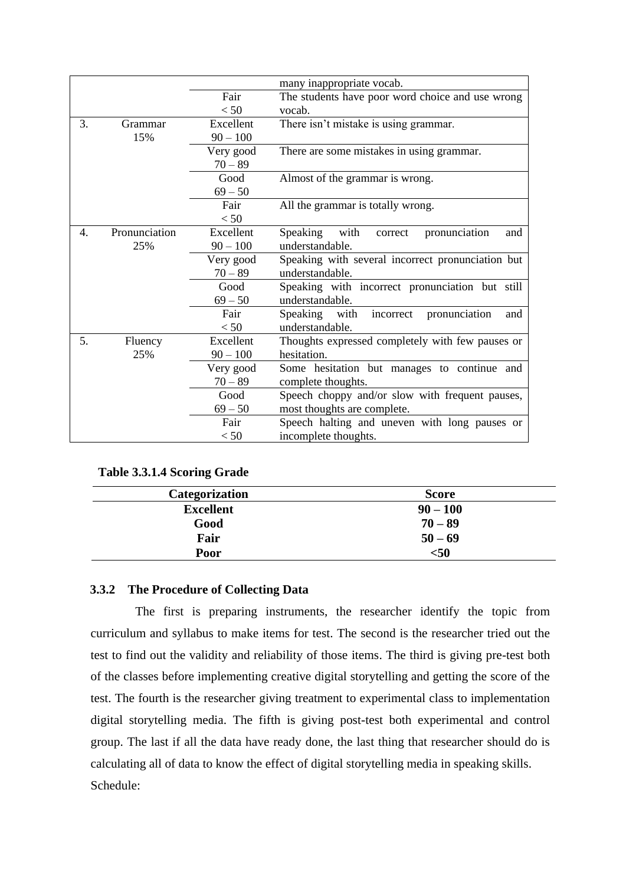| | | | many inappropriate vocab. |
|---|---|---|---|
| | | Fair < 50 | The students have poor word choice and use wrong vocab. |
| 3. | Grammar 15% | Excellent 90 – 100 | There isn't mistake is using grammar. |
| | | Very good 70 – 89 | There are some mistakes in using grammar. |
| | | Good 69 – 50 | Almost of the grammar is wrong. |
| | | Fair < 50 | All the grammar is totally wrong. |
| 4. | Pronunciation 25% | Excellent 90 – 100 | Speaking with correct pronunciation and understandable. |
| | | Very good 70 – 89 | Speaking with several incorrect pronunciation but understandable. |
| | | Good 69 – 50 | Speaking with incorrect pronunciation but still understandable. |
| | | Fair < 50 | Speaking with incorrect pronunciation and understandable. |
| 5. | Fluency 25% | Excellent 90 – 100 | Thoughts expressed completely with few pauses or hesitation. |
| | | Very good 70 – 89 | Some hesitation but manages to continue and complete thoughts. |
| | | Good 69 – 50 | Speech choppy and/or slow with frequent pauses, most thoughts are complete. |
| | | Fair < 50 | Speech halting and uneven with long pauses or incomplete thoughts. |

**Table 3.3.1.4 Scoring Grade**

| Categorization | Score |
|---|---|
| **Excellent** | **90 – 100** |
| **Good** | **70 – 89** |
| **Fair** | **50 – 69** |
| **Poor** | **<50** |

### 3.3.2 The Procedure of Collecting Data

The first is preparing instruments, the researcher identify the topic from curriculum and syllabus to make items for test. The second is the researcher tried out the test to find out the validity and reliability of those items. The third is giving pre-test both of the classes before implementing creative digital storytelling and getting the score of the test. The fourth is the researcher giving treatment to experimental class to implementation digital storytelling media. The fifth is giving post-test both experimental and control group. The last if all the data have ready done, the last thing that researcher should do is calculating all of data to know the effect of digital storytelling media in speaking skills.

Schedule: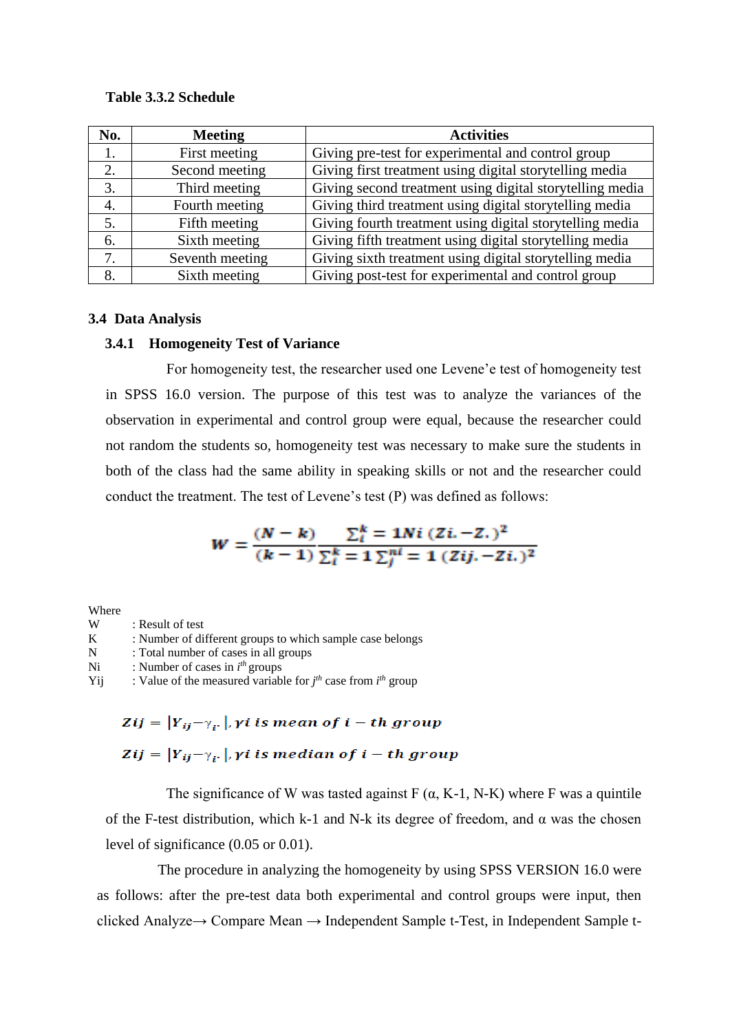**Table 3.3.2 Schedule**

| No. | Meeting | Activities |
|---|---|---|
| 1. | First meeting | Giving pre-test for experimental and control group |
| 2. | Second meeting | Giving first treatment using digital storytelling media |
| 3. | Third meeting | Giving second treatment using digital storytelling media |
| 4. | Fourth meeting | Giving third treatment using digital storytelling media |
| 5. | Fifth meeting | Giving fourth treatment using digital storytelling media |
| 6. | Sixth meeting | Giving fifth treatment using digital storytelling media |
| 7. | Seventh meeting | Giving sixth treatment using digital storytelling media |
| 8. | Sixth meeting | Giving post-test for experimental and control group |

## 3.4 Data Analysis

### 3.4.1 Homogeneity Test of Variance

For homogeneity test, the researcher used one Levene'e test of homogeneity test in SPSS 16.0 version. The purpose of this test was to analyze the variances of the observation in experimental and control group were equal, because the researcher could not random the students so, homogeneity test was necessary to make sure the students in both of the class had the same ability in speaking skills or not and the researcher could conduct the treatment. The test of Levene's test (P) was defined as follows:

$$W = \frac{(N-k)}{(k-1)} \frac{\sum_i^k = 1Ni\,(Zi.-Z.)^2}{\sum_i^k = 1\sum_j^{ni} = 1\,(Zij.-Zi.)^2}$$

Where

W : Result of test

K : Number of different groups to which sample case belongs

N : Total number of cases in all groups

Ni : Number of cases in $i^{th}$ groups

Yij : Value of the measured variable for $j^{th}$ case from $i^{th}$ group

$$Zij = |Y_{ij} - \gamma_{i\cdot}|, \gamma i \text{ is mean of } i - th \text{ group}$$

$$Zij = |Y_{ij} - \gamma_{i\cdot}|, \gamma i \text{ is median of } i - th \text{ group}$$

The significance of W was tasted against F (α, K-1, N-K) where F was a quintile of the F-test distribution, which k-1 and N-k its degree of freedom, and α was the chosen level of significance (0.05 or 0.01).

The procedure in analyzing the homogeneity by using SPSS VERSION 16.0 were as follows: after the pre-test data both experimental and control groups were input, then clicked Analyze→ Compare Mean → Independent Sample t-Test, in Independent Sample t-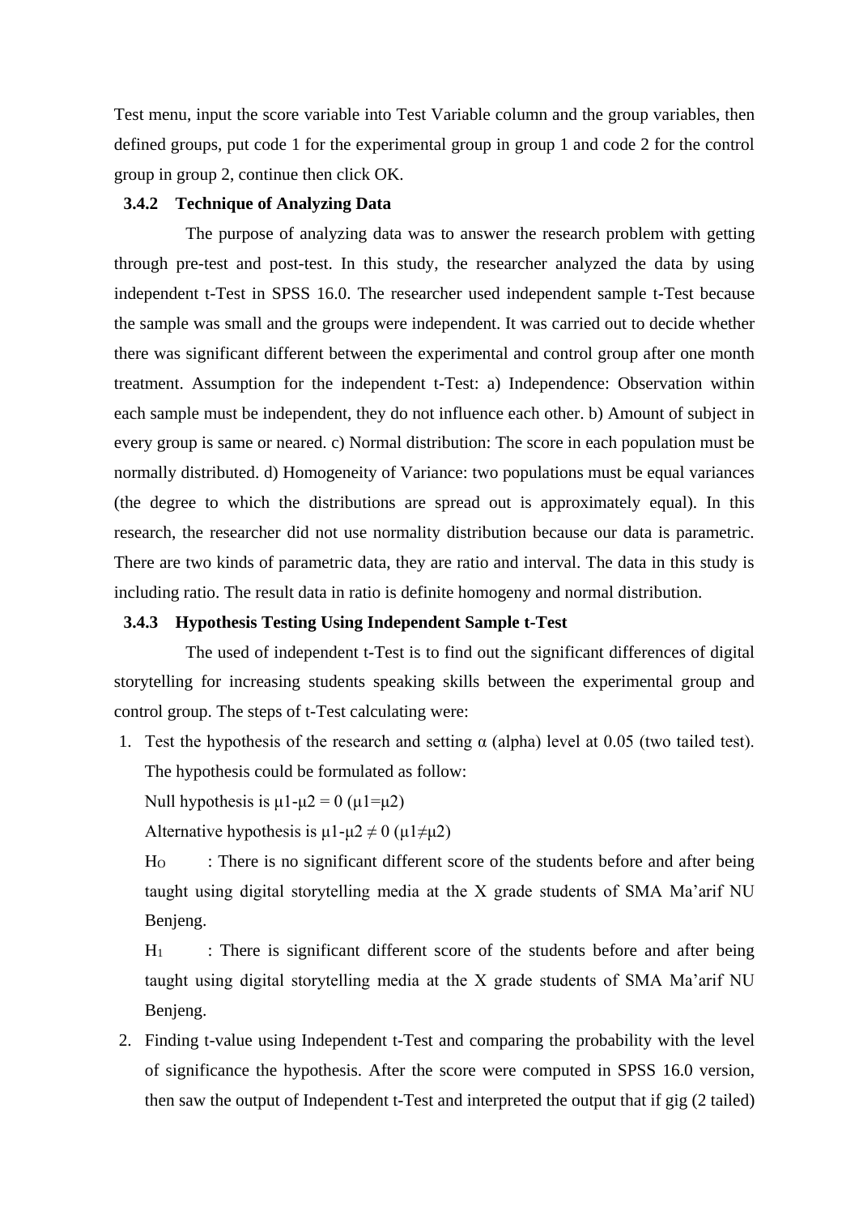Test menu, input the score variable into Test Variable column and the group variables, then defined groups, put code 1 for the experimental group in group 1 and code 2 for the control group in group 2, continue then click OK.

### 3.4.2 Technique of Analyzing Data

The purpose of analyzing data was to answer the research problem with getting through pre-test and post-test. In this study, the researcher analyzed the data by using independent t-Test in SPSS 16.0. The researcher used independent sample t-Test because the sample was small and the groups were independent. It was carried out to decide whether there was significant different between the experimental and control group after one month treatment. Assumption for the independent t-Test: a) Independence: Observation within each sample must be independent, they do not influence each other. b) Amount of subject in every group is same or neared. c) Normal distribution: The score in each population must be normally distributed. d) Homogeneity of Variance: two populations must be equal variances (the degree to which the distributions are spread out is approximately equal). In this research, the researcher did not use normality distribution because our data is parametric. There are two kinds of parametric data, they are ratio and interval. The data in this study is including ratio. The result data in ratio is definite homogeny and normal distribution.

### 3.4.3 Hypothesis Testing Using Independent Sample t-Test

The used of independent t-Test is to find out the significant differences of digital storytelling for increasing students speaking skills between the experimental group and control group. The steps of t-Test calculating were:

1. Test the hypothesis of the research and setting α (alpha) level at 0.05 (two tailed test). The hypothesis could be formulated as follow:

   Null hypothesis is $\mu1-\mu2 = 0$ ($\mu1=\mu2$)

   Alternative hypothesis is $\mu1-\mu2 \neq 0$ ($\mu1\neq\mu2$)

   $H_O$ : There is no significant different score of the students before and after being taught using digital storytelling media at the X grade students of SMA Ma'arif NU Benjeng.

   $H_1$ : There is significant different score of the students before and after being taught using digital storytelling media at the X grade students of SMA Ma'arif NU Benjeng.

2. Finding t-value using Independent t-Test and comparing the probability with the level of significance the hypothesis. After the score were computed in SPSS 16.0 version, then saw the output of Independent t-Test and interpreted the output that if gig (2 tailed)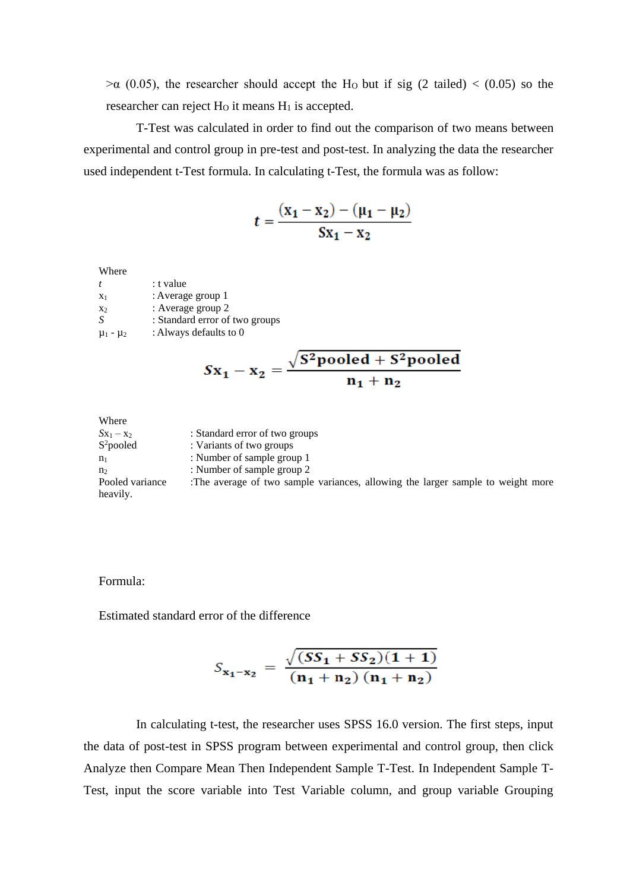>α (0.05), the researcher should accept the $H_O$ but if sig (2 tailed) < (0.05) so the researcher can reject $H_O$ it means $H_1$ is accepted.

T-Test was calculated in order to find out the comparison of two means between experimental and control group in pre-test and post-test. In analyzing the data the researcher used independent t-Test formula. In calculating t-Test, the formula was as follow:

$$t = \frac{(x_1 - x_2) - (\mu_1 - \mu_2)}{Sx_1 - x_2}$$

Where

| | |
|---|---|
| $t$ | : t value |
| $x_1$ | : Average group 1 |
| $x_2$ | : Average group 2 |
| $S$ | : Standard error of two groups |
| $\mu_1$ - $\mu_2$ | : Always defaults to 0 |

$$Sx_1 - x_2 = \frac{\sqrt{S^2\text{pooled} + S^2\text{pooled}}}{n_1 + n_2}$$

Where

| | |
|---|---|
| $Sx_1 - x_2$ | : Standard error of two groups |
| $S^2$pooled | : Variants of two groups |
| $n_1$ | : Number of sample group 1 |
| $n_2$ | : Number of sample group 2 |
| Pooled variance | :The average of two sample variances, allowing the larger sample to weight more heavily. |

Formula:

Estimated standard error of the difference

$$S_{x_1 - x_2} = \frac{\sqrt{(SS_1 + SS_2)(1 + 1)}}{(n_1 + n_2)\ (n_1 + n_2)}$$

In calculating t-test, the researcher uses SPSS 16.0 version. The first steps, input the data of post-test in SPSS program between experimental and control group, then click Analyze then Compare Mean Then Independent Sample T-Test. In Independent Sample T-Test, input the score variable into Test Variable column, and group variable Grouping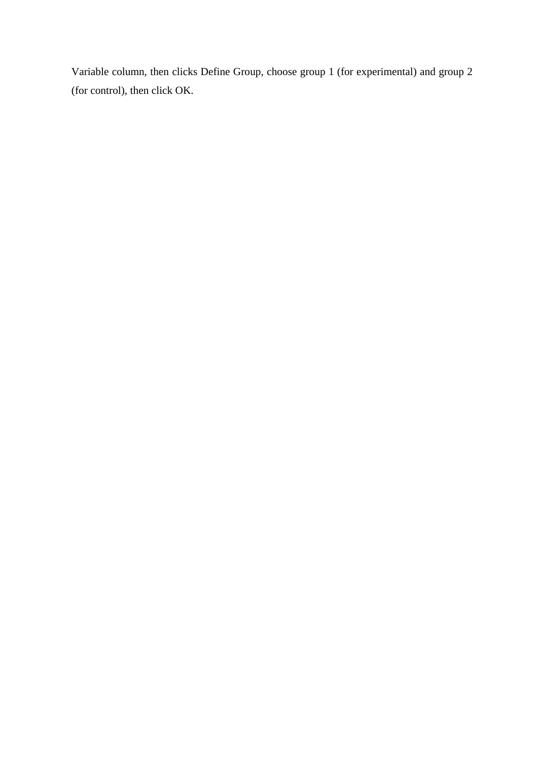Variable column, then clicks Define Group, choose group 1 (for experimental) and group 2 (for control), then click OK.